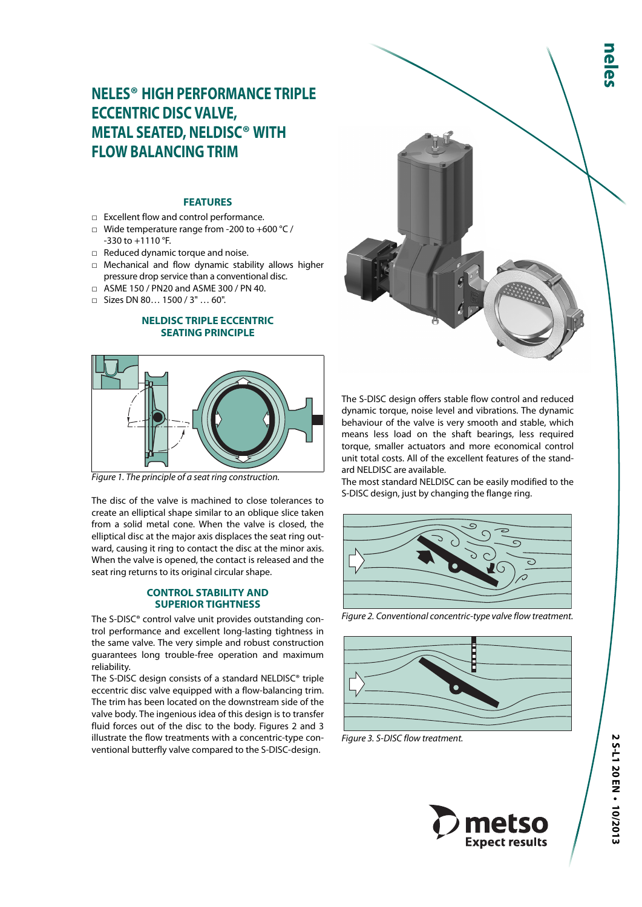# NELES® HIGH PERFORMANCE TRIPLE ECCENTRIC DISC VALVE, METAL SEATED, NELDISC® WITH FLOW BALANCING TRIM

## FEATURES

- Excellent flow and control performance.
- Wide temperature range from -200 to +600 °C / -330 to +1110 °F.
- Reduced dynamic torque and noise.
- Mechanical and flow dynamic stability allows higher pressure drop service than a conventional disc.
- ASME 150 / PN20 and ASME 300 / PN 40.
- Sizes DN 80… 1500 / 3" … 60".

## NELDISC TRIPLE ECCENTRIC SEATING PRINCIPLE

*Figure 1. The principle of a seat ring construction.*

The disc of the valve is machined to close tolerances to create an elliptical shape similar to an oblique slice taken from a solid metal cone. When the valve is closed, the elliptical disc at the major axis displaces the seat ring outward, causing it ring to contact the disc at the minor axis. When the valve is opened, the contact is released and the seat ring returns to its original circular shape.

## CONTROL STABILITY AND SUPERIOR TIGHTNESS

The S-DISC® control valve unit provides outstanding control performance and excellent long-lasting tightness in the same valve. The very simple and robust construction guarantees long trouble-free operation and maximum reliability.

The S-DISC design consists of a standard NELDISC® triple eccentric disc valve equipped with a flow-balancing trim. The trim has been located on the downstream side of the valve body. The ingenious idea of this design is to transfer fluid forces out of the disc to the body. Figures 2 and 3 illustrate the flow treatments with a concentric-type conventional butterfly valve compared to the S-DISC-design.

The S-DISC design offers stable flow control and reduced dynamic torque, noise level and vibrations. The dynamic behaviour of the valve is very smooth and stable, which means less load on the shaft bearings, less required torque, smaller actuators and more economical control unit total costs. All of the excellent features of the standard NELDISC are available.

The most standard NELDISC can be easily modified to the S-DISC design, just by changing the flange ring.

*Figure 2. Conventional concentric-type valve flow treatment.*

*Figure 3. S-DISC flow treatment.*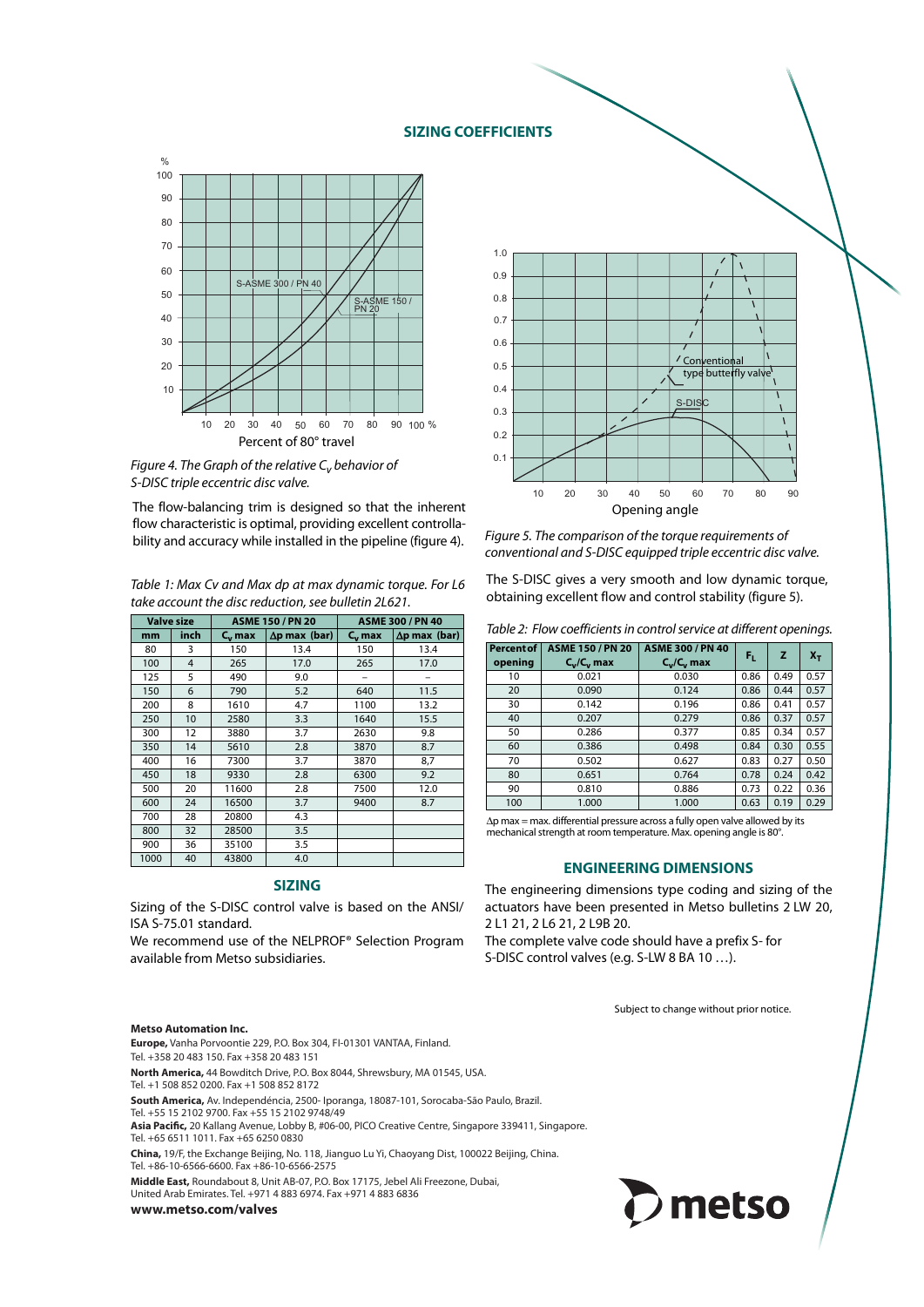## SIZING COEFFICIENTS

%
100
90
80
70
60
50
40
30
20
10

S-ASME 300 / PN 40
S-ASME 150 / PN 20

10 20 30 40 50 60 70 80 90 100 %
Percent of 80° travel

*Figure 4. The Graph of the relative $C_v$ behavior of S-DISC triple eccentric disc valve.*

The flow-balancing trim is designed so that the inherent flow characteristic is optimal, providing excellent controllability and accuracy while installed in the pipeline (figure 4).

1.0
0.9
0.8
0.7
0.6
0.5
0.4
0.3
0.2
0.1

Conventional type butterfly valve
S-DISC

10 20 30 40 50 60 70 80 90
Opening angle

*Figure 5. The comparison of the torque requirements of conventional and S-DISC equipped triple eccentric disc valve.*

The S-DISC gives a very smooth and low dynamic torque, obtaining excellent flow and control stability (figure 5).

*Table 1: Max Cv and Max dp at max dynamic torque. For L6 take account the disc reduction, see bulletin 2L621.*

| Valve size | | ASME 150 / PN 20 | | ASME 300 / PN 40 | |
|---|---|---|---|---|---|
| mm | inch | $C_v$ max | Δp max (bar) | $C_v$ max | Δp max (bar) |
| 80 | 3 | 150 | 13.4 | 150 | 13.4 |
| 100 | 4 | 265 | 17.0 | 265 | 17.0 |
| 125 | 5 | 490 | 9.0 | – | – |
| 150 | 6 | 790 | 5.2 | 640 | 11.5 |
| 200 | 8 | 1610 | 4.7 | 1100 | 13.2 |
| 250 | 10 | 2580 | 3.3 | 1640 | 15.5 |
| 300 | 12 | 3880 | 3.7 | 2630 | 9.8 |
| 350 | 14 | 5610 | 2.8 | 3870 | 8.7 |
| 400 | 16 | 7300 | 3.7 | 3870 | 8,7 |
| 450 | 18 | 9330 | 2.8 | 6300 | 9.2 |
| 500 | 20 | 11600 | 2.8 | 7500 | 12.0 |
| 600 | 24 | 16500 | 3.7 | 9400 | 8.7 |
| 700 | 28 | 20800 | 4.3 | | |
| 800 | 32 | 28500 | 3.5 | | |
| 900 | 36 | 35100 | 3.5 | | |
| 1000 | 40 | 43800 | 4.0 | | |

*Table 2: Flow coefficients in control service at different openings.*

| Percent of opening | ASME 150 / PN 20 $C_v/C_v$ max | ASME 300 / PN 40 $C_v/C_v$ max | $F_L$ | Z | $X_T$ |
|---|---|---|---|---|---|
| 10 | 0.021 | 0.030 | 0.86 | 0.49 | 0.57 |
| 20 | 0.090 | 0.124 | 0.86 | 0.44 | 0.57 |
| 30 | 0.142 | 0.196 | 0.86 | 0.41 | 0.57 |
| 40 | 0.207 | 0.279 | 0.86 | 0.37 | 0.57 |
| 50 | 0.286 | 0.377 | 0.85 | 0.34 | 0.57 |
| 60 | 0.386 | 0.498 | 0.84 | 0.30 | 0.55 |
| 70 | 0.502 | 0.627 | 0.83 | 0.27 | 0.50 |
| 80 | 0.651 | 0.764 | 0.78 | 0.24 | 0.42 |
| 90 | 0.810 | 0.886 | 0.73 | 0.22 | 0.36 |
| 100 | 1.000 | 1.000 | 0.63 | 0.19 | 0.29 |

Δp max = max. differential pressure across a fully open valve allowed by its mechanical strength at room temperature. Max. opening angle is 80°.

## SIZING

Sizing of the S-DISC control valve is based on the ANSI/ ISA S-75.01 standard.

We recommend use of the NELPROF® Selection Program available from Metso subsidiaries.

## ENGINEERING DIMENSIONS

The engineering dimensions type coding and sizing of the actuators have been presented in Metso bulletins 2 LW 20, 2 L1 21, 2 L6 21, 2 L9B 20.

The complete valve code should have a prefix S- for S-DISC control valves (e.g. S-LW 8 BA 10 …).

Subject to change without prior notice.

**Metso Automation Inc.**

**Europe,** Vanha Porvoontie 229, P.O. Box 304, FI-01301 VANTAA, Finland.
Tel. +358 20 483 150. Fax +358 20 483 151

**North America,** 44 Bowditch Drive, P.O. Box 8044, Shrewsbury, MA 01545, USA.
Tel. +1 508 852 0200. Fax +1 508 852 8172

**South America,** Av. Independência, 2500- Iporanga, 18087-101, Sorocaba-São Paulo, Brazil.
Tel. +55 15 2102 9700. Fax +55 15 2102 9748/49

**Asia Pacific,** 20 Kallang Avenue, Lobby B, #06-00, PICO Creative Centre, Singapore 339411, Singapore.
Tel. +65 6511 1011. Fax +65 6250 0830

**China,** 19/F, the Exchange Beijing, No. 118, Jianguo Lu Yi, Chaoyang Dist, 100022 Beijing, China.
Tel. +86-10-6566-6600. Fax +86-10-6566-2575

**Middle East,** Roundabout 8, Unit AB-07, P.O. Box 17175, Jebel Ali Freezone, Dubai, United Arab Emirates. Tel. +971 4 883 6974. Fax +971 4 883 6836

**www.metso.com/valves**

metso